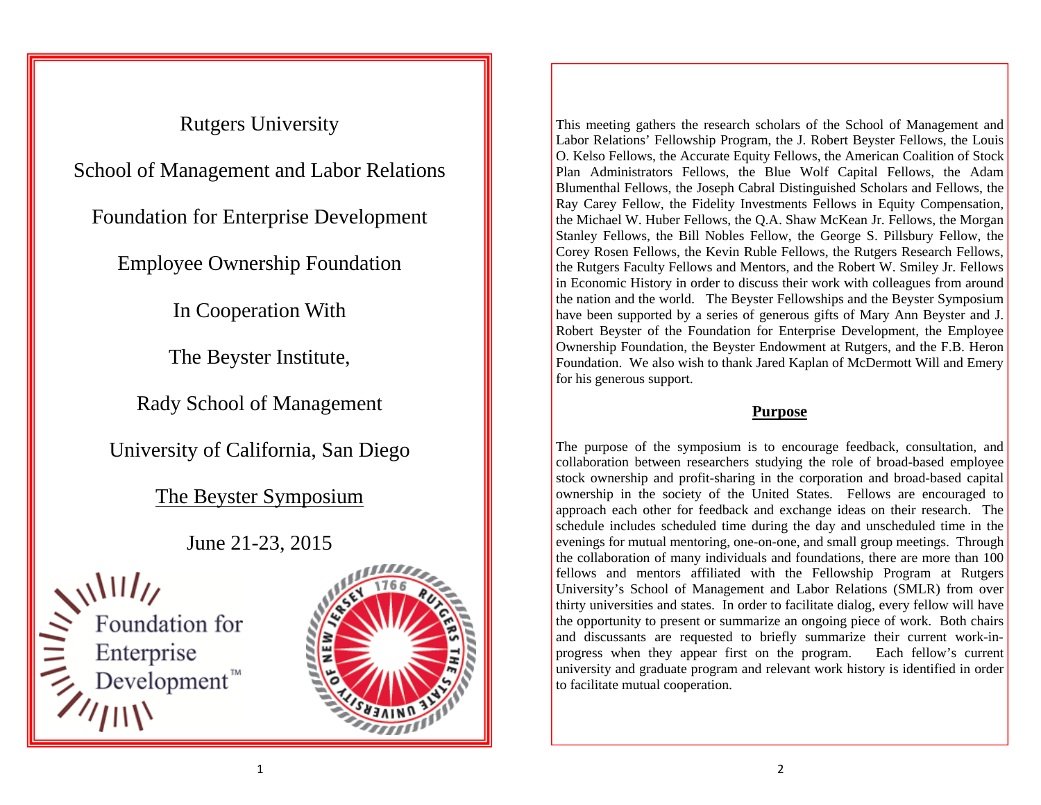Rutgers University

School of Management and Labor Relations

Foundation for Enterprise Development

Employee Ownership Foundation

In Cooperation With

The Beyster Institute,

Rady School of Management

University of California, San Diego

<u>The Beyster Symposium</u>

June 21-23, 2015

Foundation for Enterprise Development™

This meeting gathers the research scholars of the School of Management and Labor Relations' Fellowship Program, the J. Robert Beyster Fellows, the Louis O. Kelso Fellows, the Accurate Equity Fellows, the American Coalition of Stock Plan Administrators Fellows, the Blue Wolf Capital Fellows, the Adam Blumenthal Fellows, the Joseph Cabral Distinguished Scholars and Fellows, the Ray Carey Fellow, the Fidelity Investments Fellows in Equity Compensation, the Michael W. Huber Fellows, the Q.A. Shaw McKean Jr. Fellows, the Morgan Stanley Fellows, the Bill Nobles Fellow, the George S. Pillsbury Fellow, the Corey Rosen Fellows, the Kevin Ruble Fellows, the Rutgers Research Fellows, the Rutgers Faculty Fellows and Mentors, and the Robert W. Smiley Jr. Fellows in Economic History in order to discuss their work with colleagues from around the nation and the world. The Beyster Fellowships and the Beyster Symposium have been supported by a series of generous gifts of Mary Ann Beyster and J. Robert Beyster of the Foundation for Enterprise Development, the Employee Ownership Foundation, the Beyster Endowment at Rutgers, and the F.B. Heron Foundation. We also wish to thank Jared Kaplan of McDermott Will and Emery for his generous support.

## Purpose

The purpose of the symposium is to encourage feedback, consultation, and collaboration between researchers studying the role of broad-based employee stock ownership and profit-sharing in the corporation and broad-based capital ownership in the society of the United States. Fellows are encouraged to approach each other for feedback and exchange ideas on their research. The schedule includes scheduled time during the day and unscheduled time in the evenings for mutual mentoring, one-on-one, and small group meetings. Through the collaboration of many individuals and foundations, there are more than 100 fellows and mentors affiliated with the Fellowship Program at Rutgers University's School of Management and Labor Relations (SMLR) from over thirty universities and states. In order to facilitate dialog, every fellow will have the opportunity to present or summarize an ongoing piece of work. Both chairs and discussants are requested to briefly summarize their current work-in-progress when they appear first on the program. Each fellow's current university and graduate program and relevant work history is identified in order to facilitate mutual cooperation.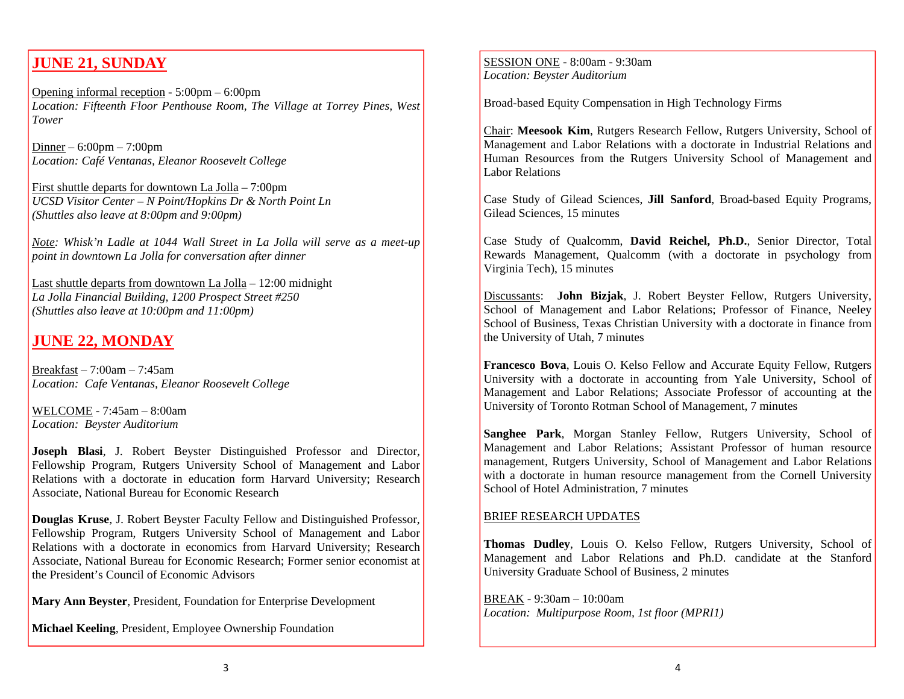## JUNE 21, SUNDAY

Opening informal reception - 5:00pm – 6:00pm
*Location: Fifteenth Floor Penthouse Room, The Village at Torrey Pines, West Tower*

Dinner – 6:00pm – 7:00pm
*Location: Café Ventanas, Eleanor Roosevelt College*

First shuttle departs for downtown La Jolla – 7:00pm
*UCSD Visitor Center – N Point/Hopkins Dr & North Point Ln*
*(Shuttles also leave at 8:00pm and 9:00pm)*

*Note: Whisk'n Ladle at 1044 Wall Street in La Jolla will serve as a meet-up point in downtown La Jolla for conversation after dinner*

Last shuttle departs from downtown La Jolla – 12:00 midnight
*La Jolla Financial Building, 1200 Prospect Street #250*
*(Shuttles also leave at 10:00pm and 11:00pm)*

## JUNE 22, MONDAY

Breakfast – 7:00am – 7:45am
*Location: Cafe Ventanas, Eleanor Roosevelt College*

WELCOME - 7:45am – 8:00am
*Location: Beyster Auditorium*

**Joseph Blasi**, J. Robert Beyster Distinguished Professor and Director, Fellowship Program, Rutgers University School of Management and Labor Relations with a doctorate in education form Harvard University; Research Associate, National Bureau for Economic Research

**Douglas Kruse**, J. Robert Beyster Faculty Fellow and Distinguished Professor, Fellowship Program, Rutgers University School of Management and Labor Relations with a doctorate in economics from Harvard University; Research Associate, National Bureau for Economic Research; Former senior economist at the President's Council of Economic Advisors

**Mary Ann Beyster**, President, Foundation for Enterprise Development

**Michael Keeling**, President, Employee Ownership Foundation

SESSION ONE - 8:00am - 9:30am
*Location: Beyster Auditorium*

Broad-based Equity Compensation in High Technology Firms

Chair: **Meesook Kim**, Rutgers Research Fellow, Rutgers University, School of Management and Labor Relations with a doctorate in Industrial Relations and Human Resources from the Rutgers University School of Management and Labor Relations

Case Study of Gilead Sciences, **Jill Sanford**, Broad-based Equity Programs, Gilead Sciences, 15 minutes

Case Study of Qualcomm, **David Reichel, Ph.D.**, Senior Director, Total Rewards Management, Qualcomm (with a doctorate in psychology from Virginia Tech), 15 minutes

Discussants: **John Bizjak**, J. Robert Beyster Fellow, Rutgers University, School of Management and Labor Relations; Professor of Finance, Neeley School of Business, Texas Christian University with a doctorate in finance from the University of Utah, 7 minutes

**Francesco Bova**, Louis O. Kelso Fellow and Accurate Equity Fellow, Rutgers University with a doctorate in accounting from Yale University, School of Management and Labor Relations; Associate Professor of accounting at the University of Toronto Rotman School of Management, 7 minutes

**Sanghee Park**, Morgan Stanley Fellow, Rutgers University, School of Management and Labor Relations; Assistant Professor of human resource management, Rutgers University, School of Management and Labor Relations with a doctorate in human resource management from the Cornell University School of Hotel Administration, 7 minutes

BRIEF RESEARCH UPDATES

**Thomas Dudley**, Louis O. Kelso Fellow, Rutgers University, School of Management and Labor Relations and Ph.D. candidate at the Stanford University Graduate School of Business, 2 minutes

BREAK - 9:30am – 10:00am
*Location: Multipurpose Room, 1st floor (MPRI1)*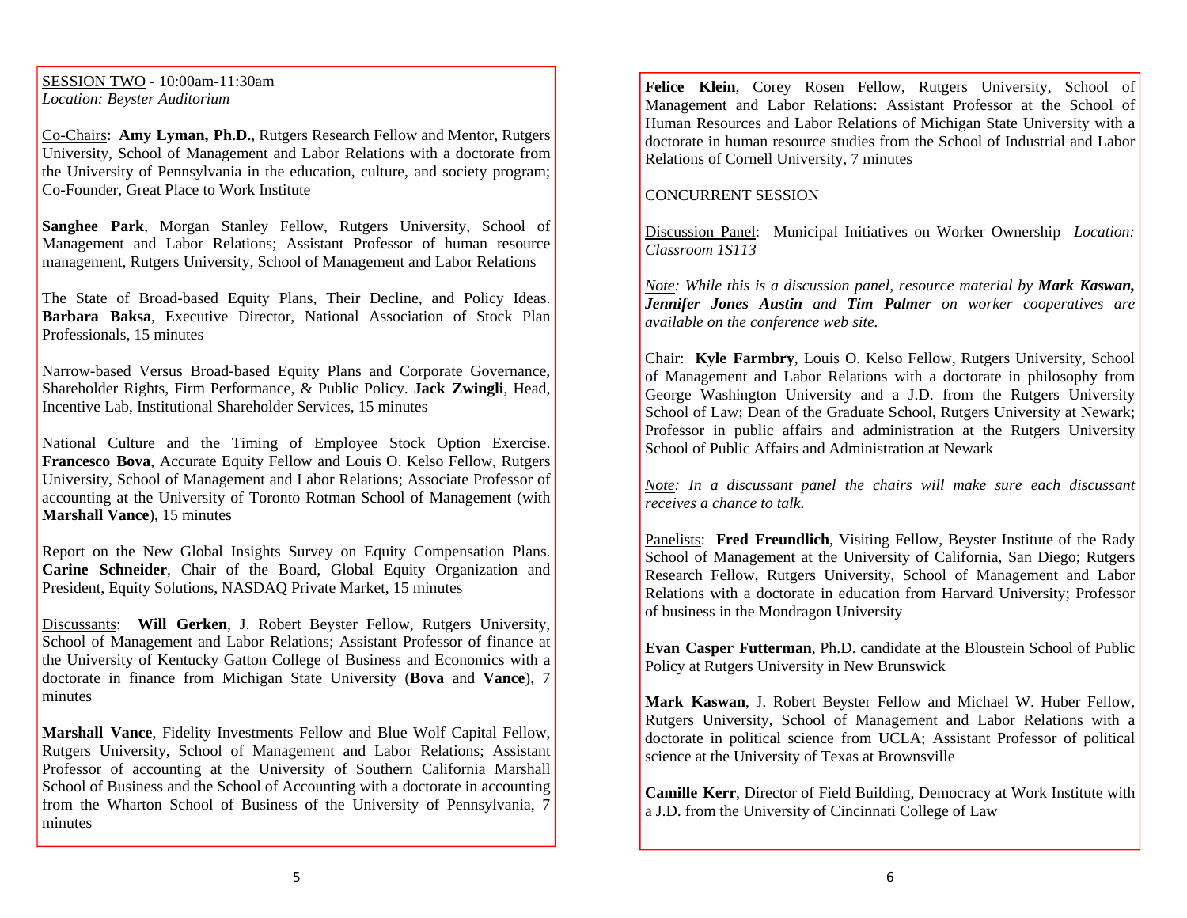<u>SESSION TWO</u> - 10:00am-11:30am
*Location: Beyster Auditorium*

<u>Co-Chairs</u>: **Amy Lyman, Ph.D.**, Rutgers Research Fellow and Mentor, Rutgers University, School of Management and Labor Relations with a doctorate from the University of Pennsylvania in the education, culture, and society program; Co-Founder, Great Place to Work Institute

**Sanghee Park**, Morgan Stanley Fellow, Rutgers University, School of Management and Labor Relations; Assistant Professor of human resource management, Rutgers University, School of Management and Labor Relations

The State of Broad-based Equity Plans, Their Decline, and Policy Ideas. **Barbara Baksa**, Executive Director, National Association of Stock Plan Professionals, 15 minutes

Narrow-based Versus Broad-based Equity Plans and Corporate Governance, Shareholder Rights, Firm Performance, & Public Policy. **Jack Zwingli**, Head, Incentive Lab, Institutional Shareholder Services, 15 minutes

National Culture and the Timing of Employee Stock Option Exercise. **Francesco Bova**, Accurate Equity Fellow and Louis O. Kelso Fellow, Rutgers University, School of Management and Labor Relations; Associate Professor of accounting at the University of Toronto Rotman School of Management (with **Marshall Vance**), 15 minutes

Report on the New Global Insights Survey on Equity Compensation Plans. **Carine Schneider**, Chair of the Board, Global Equity Organization and President, Equity Solutions, NASDAQ Private Market, 15 minutes

<u>Discussants</u>: **Will Gerken**, J. Robert Beyster Fellow, Rutgers University, School of Management and Labor Relations; Assistant Professor of finance at the University of Kentucky Gatton College of Business and Economics with a doctorate in finance from Michigan State University (**Bova** and **Vance**), 7 minutes

**Marshall Vance**, Fidelity Investments Fellow and Blue Wolf Capital Fellow, Rutgers University, School of Management and Labor Relations; Assistant Professor of accounting at the University of Southern California Marshall School of Business and the School of Accounting with a doctorate in accounting from the Wharton School of Business of the University of Pennsylvania, 7 minutes

**Felice Klein**, Corey Rosen Fellow, Rutgers University, School of Management and Labor Relations: Assistant Professor at the School of Human Resources and Labor Relations of Michigan State University with a doctorate in human resource studies from the School of Industrial and Labor Relations of Cornell University, 7 minutes

<u>CONCURRENT SESSION</u>

<u>Discussion Panel</u>: Municipal Initiatives on Worker Ownership *Location: Classroom 1S113*

*<u>Note</u>: While this is a discussion panel, resource material by **Mark Kaswan, Jennifer Jones Austin** and **Tim Palmer** on worker cooperatives are available on the conference web site.*

<u>Chair</u>: **Kyle Farmbry**, Louis O. Kelso Fellow, Rutgers University, School of Management and Labor Relations with a doctorate in philosophy from George Washington University and a J.D. from the Rutgers University School of Law; Dean of the Graduate School, Rutgers University at Newark; Professor in public affairs and administration at the Rutgers University School of Public Affairs and Administration at Newark

*<u>Note</u>: In a discussant panel the chairs will make sure each discussant receives a chance to talk.*

<u>Panelists</u>: **Fred Freundlich**, Visiting Fellow, Beyster Institute of the Rady School of Management at the University of California, San Diego; Rutgers Research Fellow, Rutgers University, School of Management and Labor Relations with a doctorate in education from Harvard University; Professor of business in the Mondragon University

**Evan Casper Futterman**, Ph.D. candidate at the Bloustein School of Public Policy at Rutgers University in New Brunswick

**Mark Kaswan**, J. Robert Beyster Fellow and Michael W. Huber Fellow, Rutgers University, School of Management and Labor Relations with a doctorate in political science from UCLA; Assistant Professor of political science at the University of Texas at Brownsville

**Camille Kerr**, Director of Field Building, Democracy at Work Institute with a J.D. from the University of Cincinnati College of Law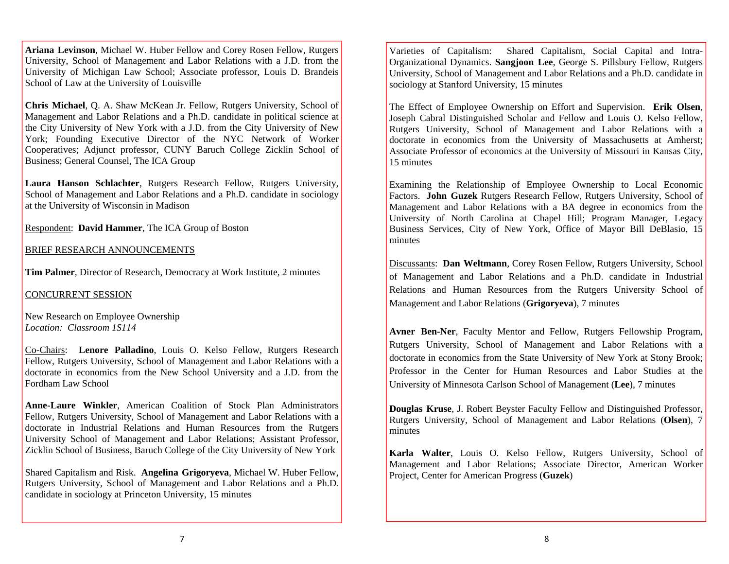**Ariana Levinson**, Michael W. Huber Fellow and Corey Rosen Fellow, Rutgers University, School of Management and Labor Relations with a J.D. from the University of Michigan Law School; Associate professor, Louis D. Brandeis School of Law at the University of Louisville

**Chris Michael**, Q. A. Shaw McKean Jr. Fellow, Rutgers University, School of Management and Labor Relations and a Ph.D. candidate in political science at the City University of New York with a J.D. from the City University of New York; Founding Executive Director of the NYC Network of Worker Cooperatives; Adjunct professor, CUNY Baruch College Zicklin School of Business; General Counsel, The ICA Group

**Laura Hanson Schlachter**, Rutgers Research Fellow, Rutgers University, School of Management and Labor Relations and a Ph.D. candidate in sociology at the University of Wisconsin in Madison

Respondent: **David Hammer**, The ICA Group of Boston

BRIEF RESEARCH ANNOUNCEMENTS

**Tim Palmer**, Director of Research, Democracy at Work Institute, 2 minutes

CONCURRENT SESSION

New Research on Employee Ownership
*Location: Classroom 1S114*

Co-Chairs: **Lenore Palladino**, Louis O. Kelso Fellow, Rutgers Research Fellow, Rutgers University, School of Management and Labor Relations with a doctorate in economics from the New School University and a J.D. from the Fordham Law School

**Anne-Laure Winkler**, American Coalition of Stock Plan Administrators Fellow, Rutgers University, School of Management and Labor Relations with a doctorate in Industrial Relations and Human Resources from the Rutgers University School of Management and Labor Relations; Assistant Professor, Zicklin School of Business, Baruch College of the City University of New York

Shared Capitalism and Risk. **Angelina Grigoryeva**, Michael W. Huber Fellow, Rutgers University, School of Management and Labor Relations and a Ph.D. candidate in sociology at Princeton University, 15 minutes

Varieties of Capitalism: Shared Capitalism, Social Capital and Intra-Organizational Dynamics. **Sangjoon Lee**, George S. Pillsbury Fellow, Rutgers University, School of Management and Labor Relations and a Ph.D. candidate in sociology at Stanford University, 15 minutes

The Effect of Employee Ownership on Effort and Supervision. **Erik Olsen**, Joseph Cabral Distinguished Scholar and Fellow and Louis O. Kelso Fellow, Rutgers University, School of Management and Labor Relations with a doctorate in economics from the University of Massachusetts at Amherst; Associate Professor of economics at the University of Missouri in Kansas City, 15 minutes

Examining the Relationship of Employee Ownership to Local Economic Factors. **John Guzek** Rutgers Research Fellow, Rutgers University, School of Management and Labor Relations with a BA degree in economics from the University of North Carolina at Chapel Hill; Program Manager, Legacy Business Services, City of New York, Office of Mayor Bill DeBlasio, 15 minutes

Discussants: **Dan Weltmann**, Corey Rosen Fellow, Rutgers University, School of Management and Labor Relations and a Ph.D. candidate in Industrial Relations and Human Resources from the Rutgers University School of Management and Labor Relations (**Grigoryeva**), 7 minutes

**Avner Ben-Ner**, Faculty Mentor and Fellow, Rutgers Fellowship Program, Rutgers University, School of Management and Labor Relations with a doctorate in economics from the State University of New York at Stony Brook; Professor in the Center for Human Resources and Labor Studies at the University of Minnesota Carlson School of Management (**Lee**), 7 minutes

**Douglas Kruse**, J. Robert Beyster Faculty Fellow and Distinguished Professor, Rutgers University, School of Management and Labor Relations (**Olsen**), 7 minutes

**Karla Walter**, Louis O. Kelso Fellow, Rutgers University, School of Management and Labor Relations; Associate Director, American Worker Project, Center for American Progress (**Guzek**)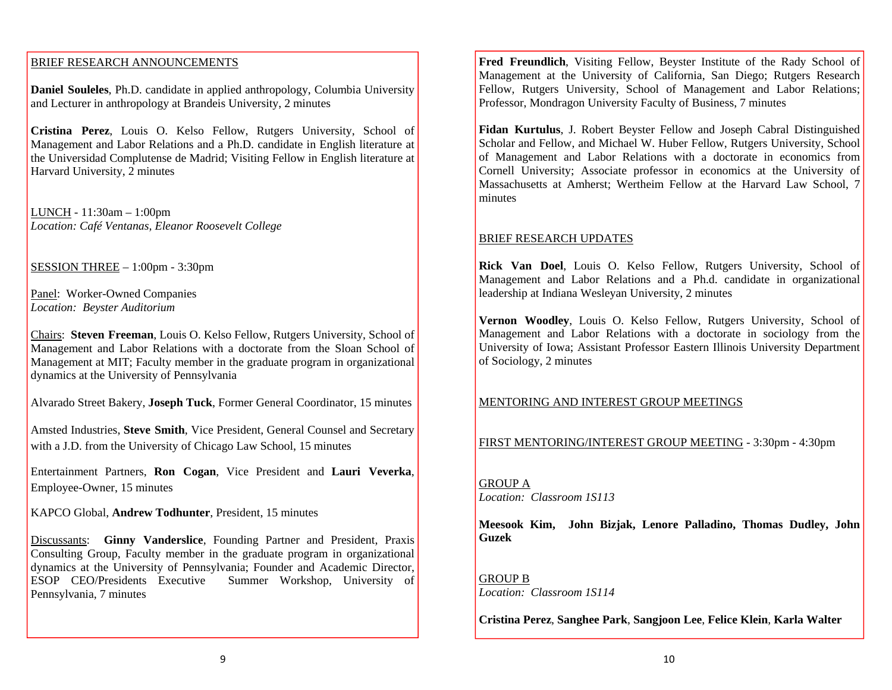BRIEF RESEARCH ANNOUNCEMENTS

**Daniel Souleles**, Ph.D. candidate in applied anthropology, Columbia University and Lecturer in anthropology at Brandeis University, 2 minutes

**Cristina Perez**, Louis O. Kelso Fellow, Rutgers University, School of Management and Labor Relations and a Ph.D. candidate in English literature at the Universidad Complutense de Madrid; Visiting Fellow in English literature at Harvard University, 2 minutes

LUNCH - 11:30am – 1:00pm
*Location: Café Ventanas, Eleanor Roosevelt College*

SESSION THREE – 1:00pm - 3:30pm

Panel: Worker-Owned Companies
*Location: Beyster Auditorium*

Chairs: **Steven Freeman**, Louis O. Kelso Fellow, Rutgers University, School of Management and Labor Relations with a doctorate from the Sloan School of Management at MIT; Faculty member in the graduate program in organizational dynamics at the University of Pennsylvania

Alvarado Street Bakery, **Joseph Tuck**, Former General Coordinator, 15 minutes

Amsted Industries, **Steve Smith**, Vice President, General Counsel and Secretary with a J.D. from the University of Chicago Law School, 15 minutes

Entertainment Partners, **Ron Cogan**, Vice President and **Lauri Veverka**, Employee-Owner, 15 minutes

KAPCO Global, **Andrew Todhunter**, President, 15 minutes

Discussants: **Ginny Vanderslice**, Founding Partner and President, Praxis Consulting Group, Faculty member in the graduate program in organizational dynamics at the University of Pennsylvania; Founder and Academic Director, ESOP CEO/Presidents Executive Summer Workshop, University of Pennsylvania, 7 minutes

**Fred Freundlich**, Visiting Fellow, Beyster Institute of the Rady School of Management at the University of California, San Diego; Rutgers Research Fellow, Rutgers University, School of Management and Labor Relations; Professor, Mondragon University Faculty of Business, 7 minutes

**Fidan Kurtulus**, J. Robert Beyster Fellow and Joseph Cabral Distinguished Scholar and Fellow, and Michael W. Huber Fellow, Rutgers University, School of Management and Labor Relations with a doctorate in economics from Cornell University; Associate professor in economics at the University of Massachusetts at Amherst; Wertheim Fellow at the Harvard Law School, 7 minutes

BRIEF RESEARCH UPDATES

**Rick Van Doel**, Louis O. Kelso Fellow, Rutgers University, School of Management and Labor Relations and a Ph.d. candidate in organizational leadership at Indiana Wesleyan University, 2 minutes

**Vernon Woodley**, Louis O. Kelso Fellow, Rutgers University, School of Management and Labor Relations with a doctorate in sociology from the University of Iowa; Assistant Professor Eastern Illinois University Department of Sociology, 2 minutes

MENTORING AND INTEREST GROUP MEETINGS

FIRST MENTORING/INTEREST GROUP MEETING - 3:30pm - 4:30pm

GROUP A
*Location: Classroom 1S113*

**Meesook Kim, John Bizjak, Lenore Palladino, Thomas Dudley, John Guzek**

GROUP B
*Location: Classroom 1S114*

**Cristina Perez**, **Sanghee Park**, **Sangjoon Lee**, **Felice Klein**, **Karla Walter**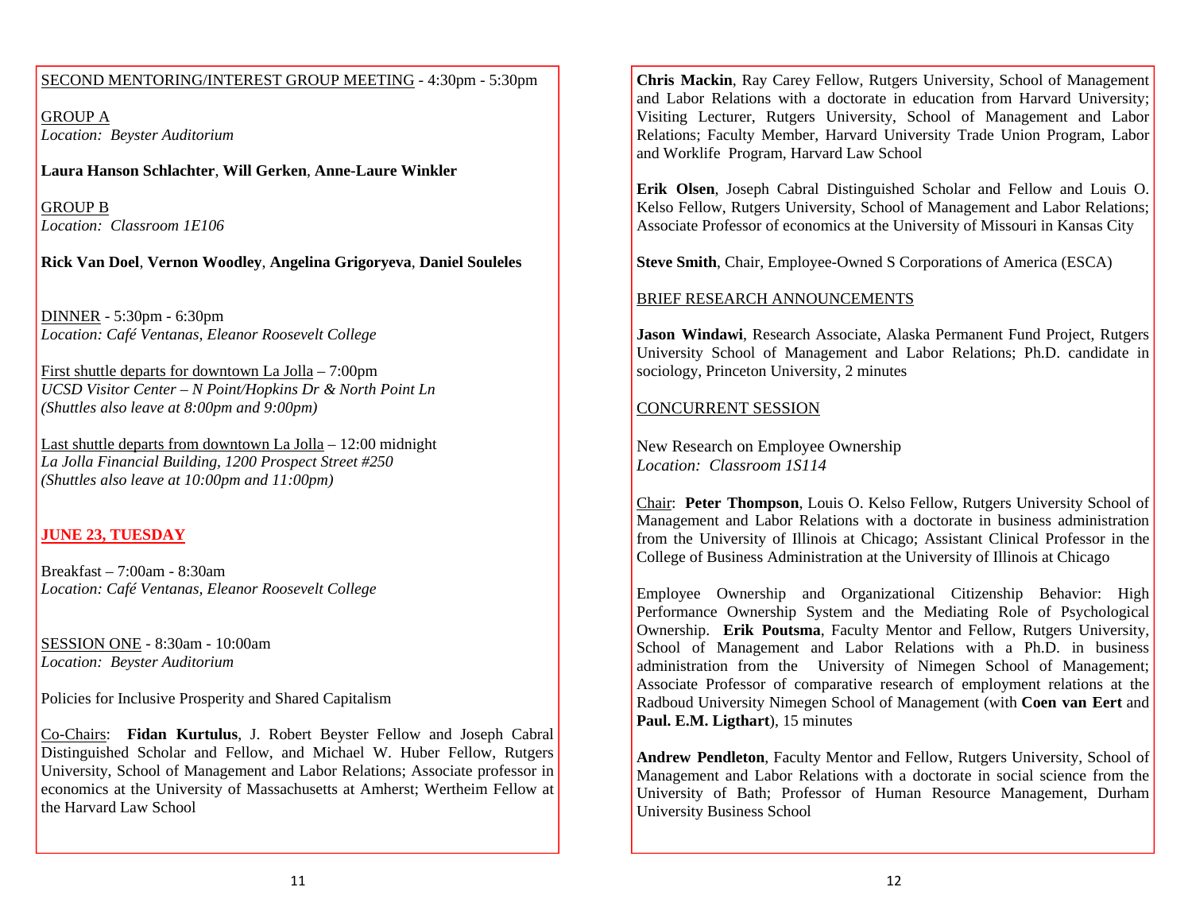<u>SECOND MENTORING/INTEREST GROUP MEETING</u> - 4:30pm - 5:30pm

<u>GROUP A</u>
*Location: Beyster Auditorium*

**Laura Hanson Schlachter**, **Will Gerken**, **Anne-Laure Winkler**

<u>GROUP B</u>
*Location: Classroom 1E106*

**Rick Van Doel**, **Vernon Woodley**, **Angelina Grigoryeva**, **Daniel Souleles**

<u>DINNER</u> - 5:30pm - 6:30pm
*Location: Café Ventanas, Eleanor Roosevelt College*

<u>First shuttle departs for downtown La Jolla</u> – 7:00pm
*UCSD Visitor Center – N Point/Hopkins Dr & North Point Ln*
*(Shuttles also leave at 8:00pm and 9:00pm)*

<u>Last shuttle departs from downtown La Jolla</u> – 12:00 midnight
*La Jolla Financial Building, 1200 Prospect Street #250*
*(Shuttles also leave at 10:00pm and 11:00pm)*

## <u>JUNE 23, TUESDAY</u>

Breakfast – 7:00am - 8:30am
*Location: Café Ventanas, Eleanor Roosevelt College*

<u>SESSION ONE</u> - 8:30am - 10:00am
*Location: Beyster Auditorium*

Policies for Inclusive Prosperity and Shared Capitalism

<u>Co-Chairs</u>: **Fidan Kurtulus**, J. Robert Beyster Fellow and Joseph Cabral Distinguished Scholar and Fellow, and Michael W. Huber Fellow, Rutgers University, School of Management and Labor Relations; Associate professor in economics at the University of Massachusetts at Amherst; Wertheim Fellow at the Harvard Law School

**Chris Mackin**, Ray Carey Fellow, Rutgers University, School of Management and Labor Relations with a doctorate in education from Harvard University; Visiting Lecturer, Rutgers University, School of Management and Labor Relations; Faculty Member, Harvard University Trade Union Program, Labor and Worklife Program, Harvard Law School

**Erik Olsen**, Joseph Cabral Distinguished Scholar and Fellow and Louis O. Kelso Fellow, Rutgers University, School of Management and Labor Relations; Associate Professor of economics at the University of Missouri in Kansas City

**Steve Smith**, Chair, Employee-Owned S Corporations of America (ESCA)

<u>BRIEF RESEARCH ANNOUNCEMENTS</u>

**Jason Windawi**, Research Associate, Alaska Permanent Fund Project, Rutgers University School of Management and Labor Relations; Ph.D. candidate in sociology, Princeton University, 2 minutes

<u>CONCURRENT SESSION</u>

New Research on Employee Ownership
*Location: Classroom 1S114*

<u>Chair</u>: **Peter Thompson**, Louis O. Kelso Fellow, Rutgers University School of Management and Labor Relations with a doctorate in business administration from the University of Illinois at Chicago; Assistant Clinical Professor in the College of Business Administration at the University of Illinois at Chicago

Employee Ownership and Organizational Citizenship Behavior: High Performance Ownership System and the Mediating Role of Psychological Ownership. **Erik Poutsma**, Faculty Mentor and Fellow, Rutgers University, School of Management and Labor Relations with a Ph.D. in business administration from the University of Nimegen School of Management; Associate Professor of comparative research of employment relations at the Radboud University Nimegen School of Management (with **Coen van Eert** and **Paul. E.M. Ligthart**), 15 minutes

**Andrew Pendleton**, Faculty Mentor and Fellow, Rutgers University, School of Management and Labor Relations with a doctorate in social science from the University of Bath; Professor of Human Resource Management, Durham University Business School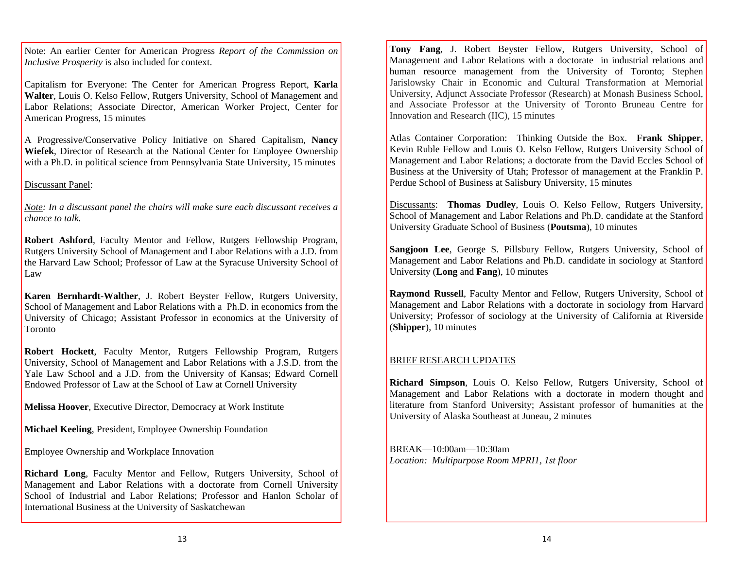Note: An earlier Center for American Progress *Report of the Commission on Inclusive Prosperity* is also included for context.

Capitalism for Everyone: The Center for American Progress Report, **Karla Walter**, Louis O. Kelso Fellow, Rutgers University, School of Management and Labor Relations; Associate Director, American Worker Project, Center for American Progress, 15 minutes

A Progressive/Conservative Policy Initiative on Shared Capitalism, **Nancy Wiefek**, Director of Research at the National Center for Employee Ownership with a Ph.D. in political science from Pennsylvania State University, 15 minutes

Discussant Panel:

*Note: In a discussant panel the chairs will make sure each discussant receives a chance to talk.*

**Robert Ashford**, Faculty Mentor and Fellow, Rutgers Fellowship Program, Rutgers University School of Management and Labor Relations with a J.D. from the Harvard Law School; Professor of Law at the Syracuse University School of Law

**Karen Bernhardt-Walther**, J. Robert Beyster Fellow, Rutgers University, School of Management and Labor Relations with a Ph.D. in economics from the University of Chicago; Assistant Professor in economics at the University of Toronto

**Robert Hockett**, Faculty Mentor, Rutgers Fellowship Program, Rutgers University, School of Management and Labor Relations with a J.S.D. from the Yale Law School and a J.D. from the University of Kansas; Edward Cornell Endowed Professor of Law at the School of Law at Cornell University

**Melissa Hoover**, Executive Director, Democracy at Work Institute

**Michael Keeling**, President, Employee Ownership Foundation

Employee Ownership and Workplace Innovation

**Richard Long**, Faculty Mentor and Fellow, Rutgers University, School of Management and Labor Relations with a doctorate from Cornell University School of Industrial and Labor Relations; Professor and Hanlon Scholar of International Business at the University of Saskatchewan

**Tony Fang**, J. Robert Beyster Fellow, Rutgers University, School of Management and Labor Relations with a doctorate in industrial relations and human resource management from the University of Toronto; Stephen Jarislowsky Chair in Economic and Cultural Transformation at Memorial University, Adjunct Associate Professor (Research) at Monash Business School, and Associate Professor at the University of Toronto Bruneau Centre for Innovation and Research (IIC), 15 minutes

Atlas Container Corporation: Thinking Outside the Box. **Frank Shipper**, Kevin Ruble Fellow and Louis O. Kelso Fellow, Rutgers University School of Management and Labor Relations; a doctorate from the David Eccles School of Business at the University of Utah; Professor of management at the Franklin P. Perdue School of Business at Salisbury University, 15 minutes

Discussants: **Thomas Dudley**, Louis O. Kelso Fellow, Rutgers University, School of Management and Labor Relations and Ph.D. candidate at the Stanford University Graduate School of Business (**Poutsma**), 10 minutes

**Sangjoon Lee**, George S. Pillsbury Fellow, Rutgers University, School of Management and Labor Relations and Ph.D. candidate in sociology at Stanford University (**Long** and **Fang**), 10 minutes

**Raymond Russell**, Faculty Mentor and Fellow, Rutgers University, School of Management and Labor Relations with a doctorate in sociology from Harvard University; Professor of sociology at the University of California at Riverside (**Shipper**), 10 minutes

BRIEF RESEARCH UPDATES

**Richard Simpson**, Louis O. Kelso Fellow, Rutgers University, School of Management and Labor Relations with a doctorate in modern thought and literature from Stanford University; Assistant professor of humanities at the University of Alaska Southeast at Juneau, 2 minutes

BREAK—10:00am—10:30am
*Location: Multipurpose Room MPRI1, 1st floor*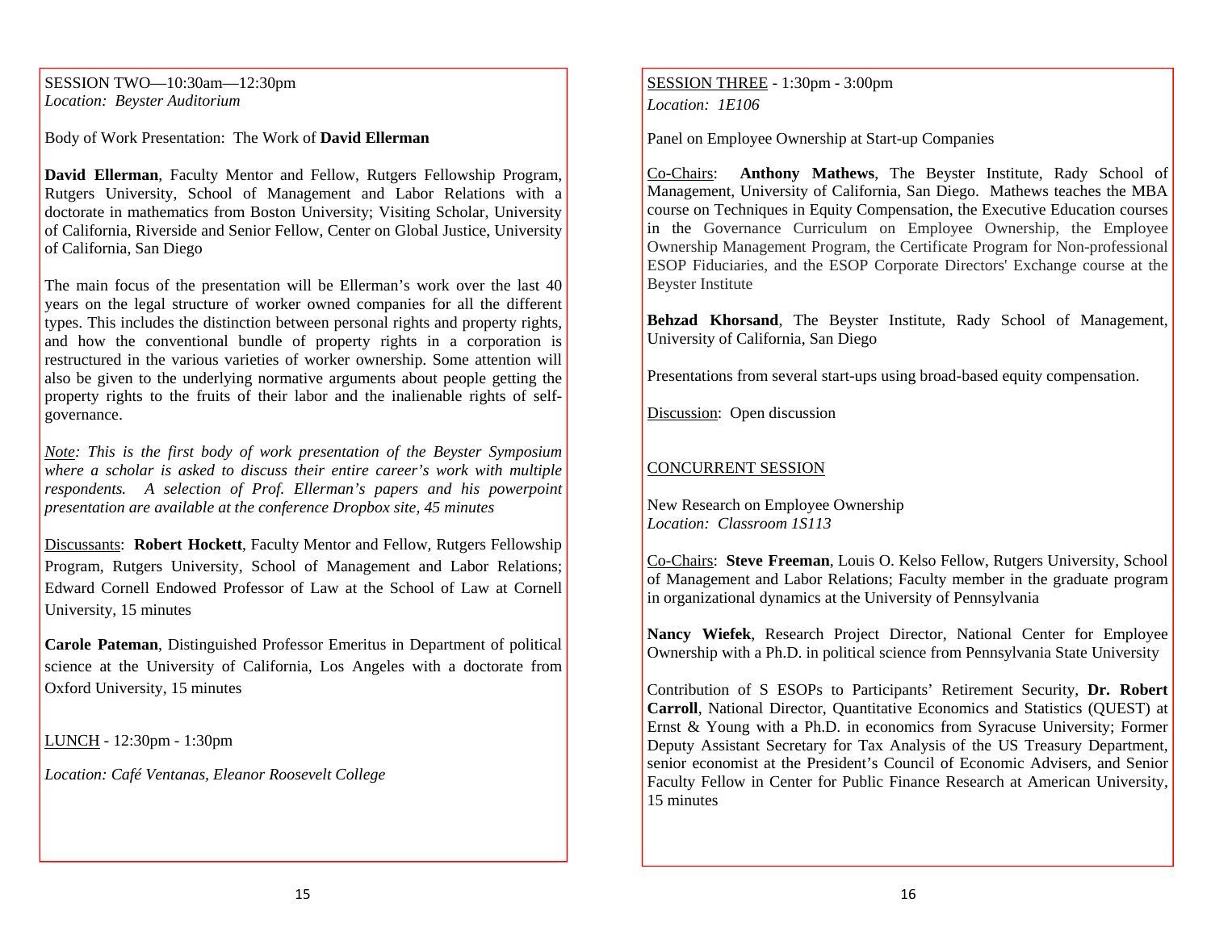SESSION TWO—10:30am—12:30pm
*Location: Beyster Auditorium*

Body of Work Presentation: The Work of **David Ellerman**

**David Ellerman**, Faculty Mentor and Fellow, Rutgers Fellowship Program, Rutgers University, School of Management and Labor Relations with a doctorate in mathematics from Boston University; Visiting Scholar, University of California, Riverside and Senior Fellow, Center on Global Justice, University of California, San Diego

The main focus of the presentation will be Ellerman's work over the last 40 years on the legal structure of worker owned companies for all the different types. This includes the distinction between personal rights and property rights, and how the conventional bundle of property rights in a corporation is restructured in the various varieties of worker ownership. Some attention will also be given to the underlying normative arguments about people getting the property rights to the fruits of their labor and the inalienable rights of self-governance.

*Note: This is the first body of work presentation of the Beyster Symposium where a scholar is asked to discuss their entire career's work with multiple respondents. A selection of Prof. Ellerman's papers and his powerpoint presentation are available at the conference Dropbox site, 45 minutes*

Discussants: **Robert Hockett**, Faculty Mentor and Fellow, Rutgers Fellowship Program, Rutgers University, School of Management and Labor Relations; Edward Cornell Endowed Professor of Law at the School of Law at Cornell University, 15 minutes

**Carole Pateman**, Distinguished Professor Emeritus in Department of political science at the University of California, Los Angeles with a doctorate from Oxford University, 15 minutes

LUNCH - 12:30pm - 1:30pm

*Location: Café Ventanas, Eleanor Roosevelt College*

SESSION THREE - 1:30pm - 3:00pm
*Location: 1E106*

Panel on Employee Ownership at Start-up Companies

Co-Chairs: **Anthony Mathews**, The Beyster Institute, Rady School of Management, University of California, San Diego. Mathews teaches the MBA course on Techniques in Equity Compensation, the Executive Education courses in the Governance Curriculum on Employee Ownership, the Employee Ownership Management Program, the Certificate Program for Non-professional ESOP Fiduciaries, and the ESOP Corporate Directors' Exchange course at the Beyster Institute

**Behzad Khorsand**, The Beyster Institute, Rady School of Management, University of California, San Diego

Presentations from several start-ups using broad-based equity compensation.

Discussion: Open discussion

CONCURRENT SESSION

New Research on Employee Ownership
*Location: Classroom 1S113*

Co-Chairs: **Steve Freeman**, Louis O. Kelso Fellow, Rutgers University, School of Management and Labor Relations; Faculty member in the graduate program in organizational dynamics at the University of Pennsylvania

**Nancy Wiefek**, Research Project Director, National Center for Employee Ownership with a Ph.D. in political science from Pennsylvania State University

Contribution of S ESOPs to Participants' Retirement Security, **Dr. Robert Carroll**, National Director, Quantitative Economics and Statistics (QUEST) at Ernst & Young with a Ph.D. in economics from Syracuse University; Former Deputy Assistant Secretary for Tax Analysis of the US Treasury Department, senior economist at the President's Council of Economic Advisers, and Senior Faculty Fellow in Center for Public Finance Research at American University, 15 minutes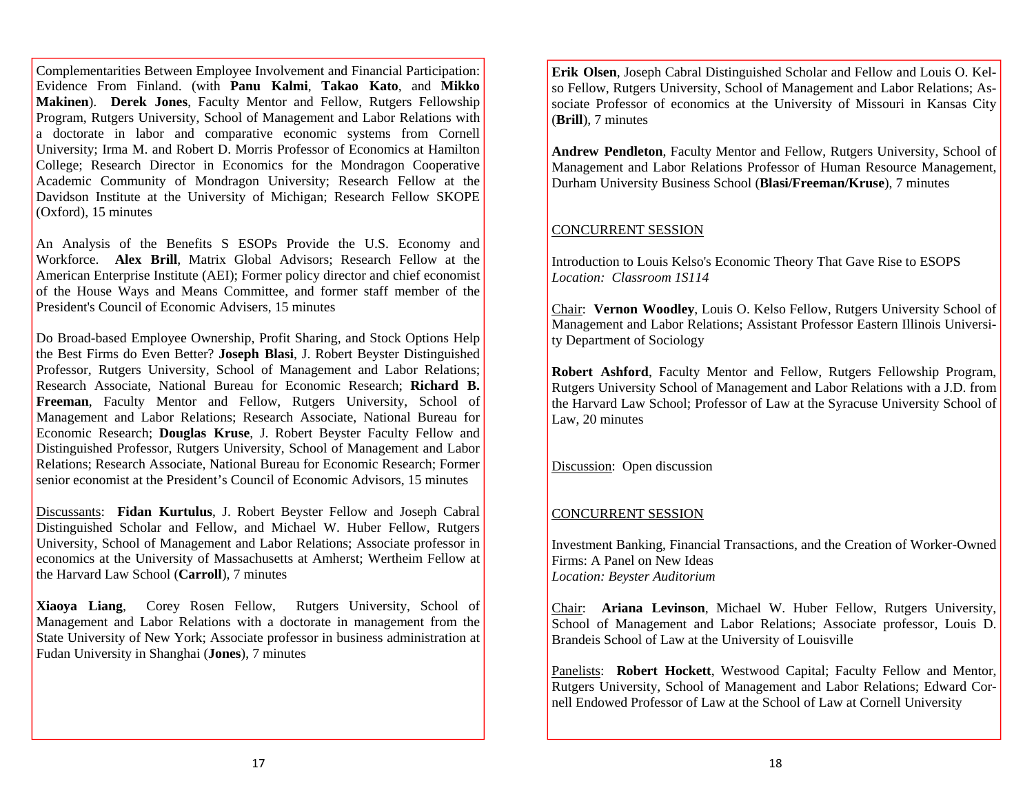Complementarities Between Employee Involvement and Financial Participation: Evidence From Finland. (with **Panu Kalmi**, **Takao Kato**, and **Mikko Makinen**). **Derek Jones**, Faculty Mentor and Fellow, Rutgers Fellowship Program, Rutgers University, School of Management and Labor Relations with a doctorate in labor and comparative economic systems from Cornell University; Irma M. and Robert D. Morris Professor of Economics at Hamilton College; Research Director in Economics for the Mondragon Cooperative Academic Community of Mondragon University; Research Fellow at the Davidson Institute at the University of Michigan; Research Fellow SKOPE (Oxford), 15 minutes

An Analysis of the Benefits S ESOPs Provide the U.S. Economy and Workforce. **Alex Brill**, Matrix Global Advisors; Research Fellow at the American Enterprise Institute (AEI); Former policy director and chief economist of the House Ways and Means Committee, and former staff member of the President's Council of Economic Advisers, 15 minutes

Do Broad-based Employee Ownership, Profit Sharing, and Stock Options Help the Best Firms do Even Better? **Joseph Blasi**, J. Robert Beyster Distinguished Professor, Rutgers University, School of Management and Labor Relations; Research Associate, National Bureau for Economic Research; **Richard B. Freeman**, Faculty Mentor and Fellow, Rutgers University, School of Management and Labor Relations; Research Associate, National Bureau for Economic Research; **Douglas Kruse**, J. Robert Beyster Faculty Fellow and Distinguished Professor, Rutgers University, School of Management and Labor Relations; Research Associate, National Bureau for Economic Research; Former senior economist at the President's Council of Economic Advisors, 15 minutes

Discussants: **Fidan Kurtulus**, J. Robert Beyster Fellow and Joseph Cabral Distinguished Scholar and Fellow, and Michael W. Huber Fellow, Rutgers University, School of Management and Labor Relations; Associate professor in economics at the University of Massachusetts at Amherst; Wertheim Fellow at the Harvard Law School (**Carroll**), 7 minutes

**Xiaoya Liang**, Corey Rosen Fellow, Rutgers University, School of Management and Labor Relations with a doctorate in management from the State University of New York; Associate professor in business administration at Fudan University in Shanghai (**Jones**), 7 minutes

**Erik Olsen**, Joseph Cabral Distinguished Scholar and Fellow and Louis O. Kelso Fellow, Rutgers University, School of Management and Labor Relations; Associate Professor of economics at the University of Missouri in Kansas City (**Brill**), 7 minutes

**Andrew Pendleton**, Faculty Mentor and Fellow, Rutgers University, School of Management and Labor Relations Professor of Human Resource Management, Durham University Business School (**Blasi/Freeman/Kruse**), 7 minutes

CONCURRENT SESSION

Introduction to Louis Kelso's Economic Theory That Gave Rise to ESOPS
*Location: Classroom 1S114*

Chair: **Vernon Woodley**, Louis O. Kelso Fellow, Rutgers University School of Management and Labor Relations; Assistant Professor Eastern Illinois University Department of Sociology

**Robert Ashford**, Faculty Mentor and Fellow, Rutgers Fellowship Program, Rutgers University School of Management and Labor Relations with a J.D. from the Harvard Law School; Professor of Law at the Syracuse University School of Law, 20 minutes

Discussion: Open discussion

CONCURRENT SESSION

Investment Banking, Financial Transactions, and the Creation of Worker-Owned Firms: A Panel on New Ideas
*Location: Beyster Auditorium*

Chair: **Ariana Levinson**, Michael W. Huber Fellow, Rutgers University, School of Management and Labor Relations; Associate professor, Louis D. Brandeis School of Law at the University of Louisville

Panelists: **Robert Hockett**, Westwood Capital; Faculty Fellow and Mentor, Rutgers University, School of Management and Labor Relations; Edward Cornell Endowed Professor of Law at the School of Law at Cornell University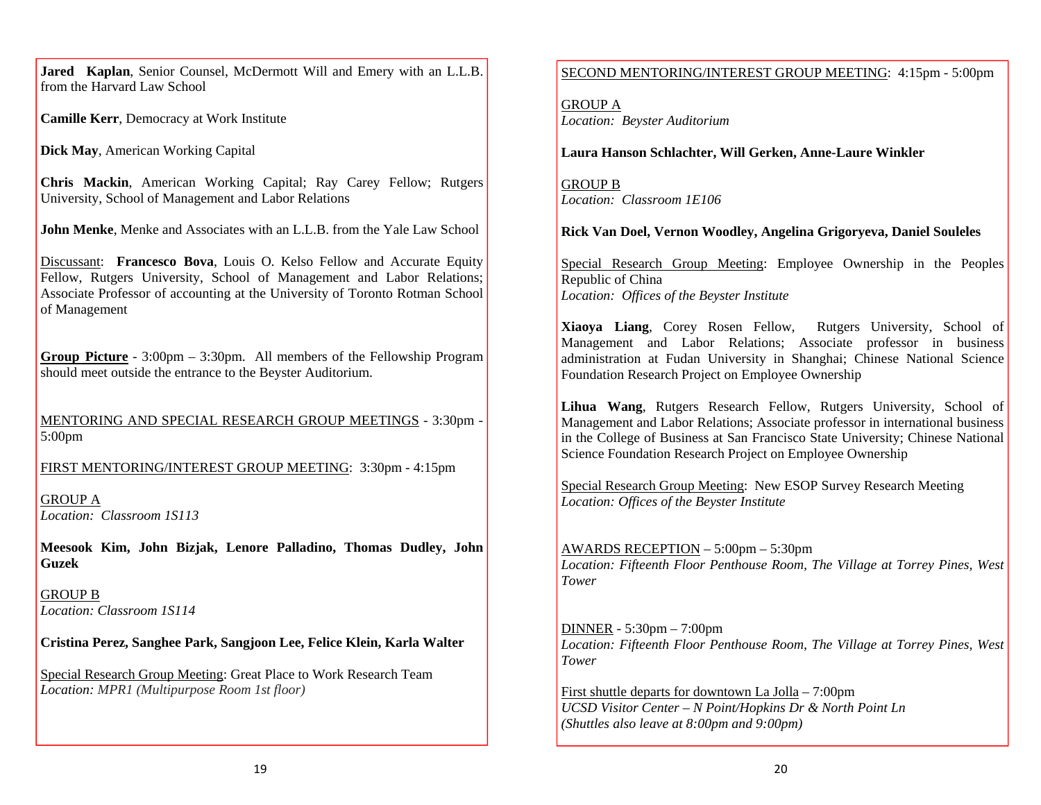**Jared Kaplan**, Senior Counsel, McDermott Will and Emery with an L.L.B. from the Harvard Law School

**Camille Kerr**, Democracy at Work Institute

**Dick May**, American Working Capital

**Chris Mackin**, American Working Capital; Ray Carey Fellow; Rutgers University, School of Management and Labor Relations

**John Menke**, Menke and Associates with an L.L.B. from the Yale Law School

Discussant: **Francesco Bova**, Louis O. Kelso Fellow and Accurate Equity Fellow, Rutgers University, School of Management and Labor Relations; Associate Professor of accounting at the University of Toronto Rotman School of Management

**Group Picture** - 3:00pm – 3:30pm. All members of the Fellowship Program should meet outside the entrance to the Beyster Auditorium.

MENTORING AND SPECIAL RESEARCH GROUP MEETINGS - 3:30pm - 5:00pm

FIRST MENTORING/INTEREST GROUP MEETING: 3:30pm - 4:15pm

GROUP A
*Location: Classroom 1S113*

**Meesook Kim, John Bizjak, Lenore Palladino, Thomas Dudley, John Guzek**

GROUP B
*Location: Classroom 1S114*

**Cristina Perez, Sanghee Park, Sangjoon Lee, Felice Klein, Karla Walter**

Special Research Group Meeting: Great Place to Work Research Team
*Location: MPR1 (Multipurpose Room 1st floor)*

SECOND MENTORING/INTEREST GROUP MEETING: 4:15pm - 5:00pm

GROUP A
*Location: Beyster Auditorium*

**Laura Hanson Schlachter, Will Gerken, Anne-Laure Winkler**

GROUP B
*Location: Classroom 1E106*

**Rick Van Doel, Vernon Woodley, Angelina Grigoryeva, Daniel Souleles**

Special Research Group Meeting: Employee Ownership in the Peoples Republic of China
*Location: Offices of the Beyster Institute*

**Xiaoya Liang**, Corey Rosen Fellow, Rutgers University, School of Management and Labor Relations; Associate professor in business administration at Fudan University in Shanghai; Chinese National Science Foundation Research Project on Employee Ownership

**Lihua Wang**, Rutgers Research Fellow, Rutgers University, School of Management and Labor Relations; Associate professor in international business in the College of Business at San Francisco State University; Chinese National Science Foundation Research Project on Employee Ownership

Special Research Group Meeting: New ESOP Survey Research Meeting
*Location: Offices of the Beyster Institute*

AWARDS RECEPTION – 5:00pm – 5:30pm
*Location: Fifteenth Floor Penthouse Room, The Village at Torrey Pines, West Tower*

DINNER - 5:30pm – 7:00pm
*Location: Fifteenth Floor Penthouse Room, The Village at Torrey Pines, West Tower*

First shuttle departs for downtown La Jolla – 7:00pm
*UCSD Visitor Center – N Point/Hopkins Dr & North Point Ln*
*(Shuttles also leave at 8:00pm and 9:00pm)*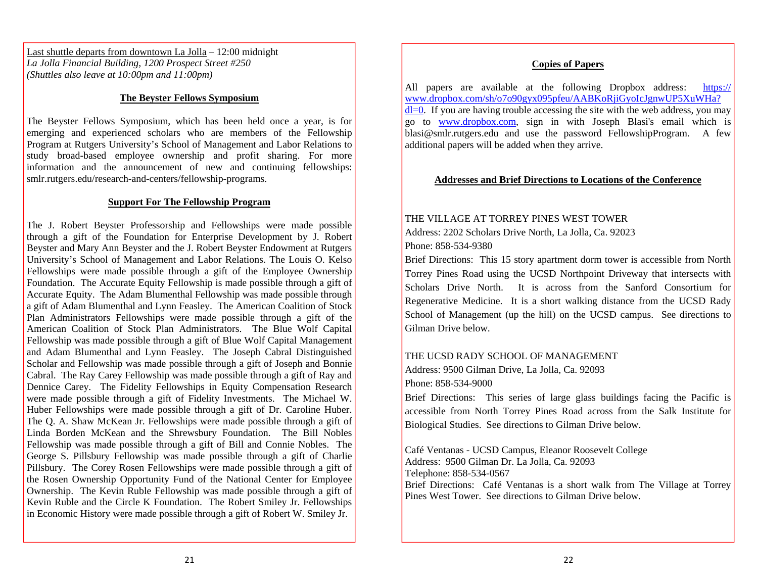Last shuttle departs from downtown La Jolla – 12:00 midnight
*La Jolla Financial Building, 1200 Prospect Street #250*
*(Shuttles also leave at 10:00pm and 11:00pm)*

## The Beyster Fellows Symposium

The Beyster Fellows Symposium, which has been held once a year, is for emerging and experienced scholars who are members of the Fellowship Program at Rutgers University's School of Management and Labor Relations to study broad-based employee ownership and profit sharing. For more information and the announcement of new and continuing fellowships: smlr.rutgers.edu/research-and-centers/fellowship-programs.

## Support For The Fellowship Program

The J. Robert Beyster Professorship and Fellowships were made possible through a gift of the Foundation for Enterprise Development by J. Robert Beyster and Mary Ann Beyster and the J. Robert Beyster Endowment at Rutgers University's School of Management and Labor Relations. The Louis O. Kelso Fellowships were made possible through a gift of the Employee Ownership Foundation. The Accurate Equity Fellowship is made possible through a gift of Accurate Equity. The Adam Blumenthal Fellowship was made possible through a gift of Adam Blumenthal and Lynn Feasley. The American Coalition of Stock Plan Administrators Fellowships were made possible through a gift of the American Coalition of Stock Plan Administrators. The Blue Wolf Capital Fellowship was made possible through a gift of Blue Wolf Capital Management and Adam Blumenthal and Lynn Feasley. The Joseph Cabral Distinguished Scholar and Fellowship was made possible through a gift of Joseph and Bonnie Cabral. The Ray Carey Fellowship was made possible through a gift of Ray and Dennice Carey. The Fidelity Fellowships in Equity Compensation Research were made possible through a gift of Fidelity Investments. The Michael W. Huber Fellowships were made possible through a gift of Dr. Caroline Huber. The Q. A. Shaw McKean Jr. Fellowships were made possible through a gift of Linda Borden McKean and the Shrewsbury Foundation. The Bill Nobles Fellowship was made possible through a gift of Bill and Connie Nobles. The George S. Pillsbury Fellowship was made possible through a gift of Charlie Pillsbury. The Corey Rosen Fellowships were made possible through a gift of the Rosen Ownership Opportunity Fund of the National Center for Employee Ownership. The Kevin Ruble Fellowship was made possible through a gift of Kevin Ruble and the Circle K Foundation. The Robert Smiley Jr. Fellowships in Economic History were made possible through a gift of Robert W. Smiley Jr.

## Copies of Papers

All papers are available at the following Dropbox address: https://www.dropbox.com/sh/o7o90gyx095pfeu/AABKoRjiGyoIcJgnwUP5XuWHa?dl=0. If you are having trouble accessing the site with the web address, you may go to www.dropbox.com, sign in with Joseph Blasi's email which is blasi@smlr.rutgers.edu and use the password FellowshipProgram. A few additional papers will be added when they arrive.

## Addresses and Brief Directions to Locations of the Conference

THE VILLAGE AT TORREY PINES WEST TOWER
Address: 2202 Scholars Drive North, La Jolla, Ca. 92023
Phone: 858-534-9380
Brief Directions: This 15 story apartment dorm tower is accessible from North Torrey Pines Road using the UCSD Northpoint Driveway that intersects with Scholars Drive North. It is across from the Sanford Consortium for Regenerative Medicine. It is a short walking distance from the UCSD Rady School of Management (up the hill) on the UCSD campus. See directions to Gilman Drive below.

THE UCSD RADY SCHOOL OF MANAGEMENT
Address: 9500 Gilman Drive, La Jolla, Ca. 92093
Phone: 858-534-9000
Brief Directions: This series of large glass buildings facing the Pacific is accessible from North Torrey Pines Road across from the Salk Institute for Biological Studies. See directions to Gilman Drive below.

Café Ventanas - UCSD Campus, Eleanor Roosevelt College
Address: 9500 Gilman Dr. La Jolla, Ca. 92093
Telephone: 858-534-0567
Brief Directions: Café Ventanas is a short walk from The Village at Torrey Pines West Tower. See directions to Gilman Drive below.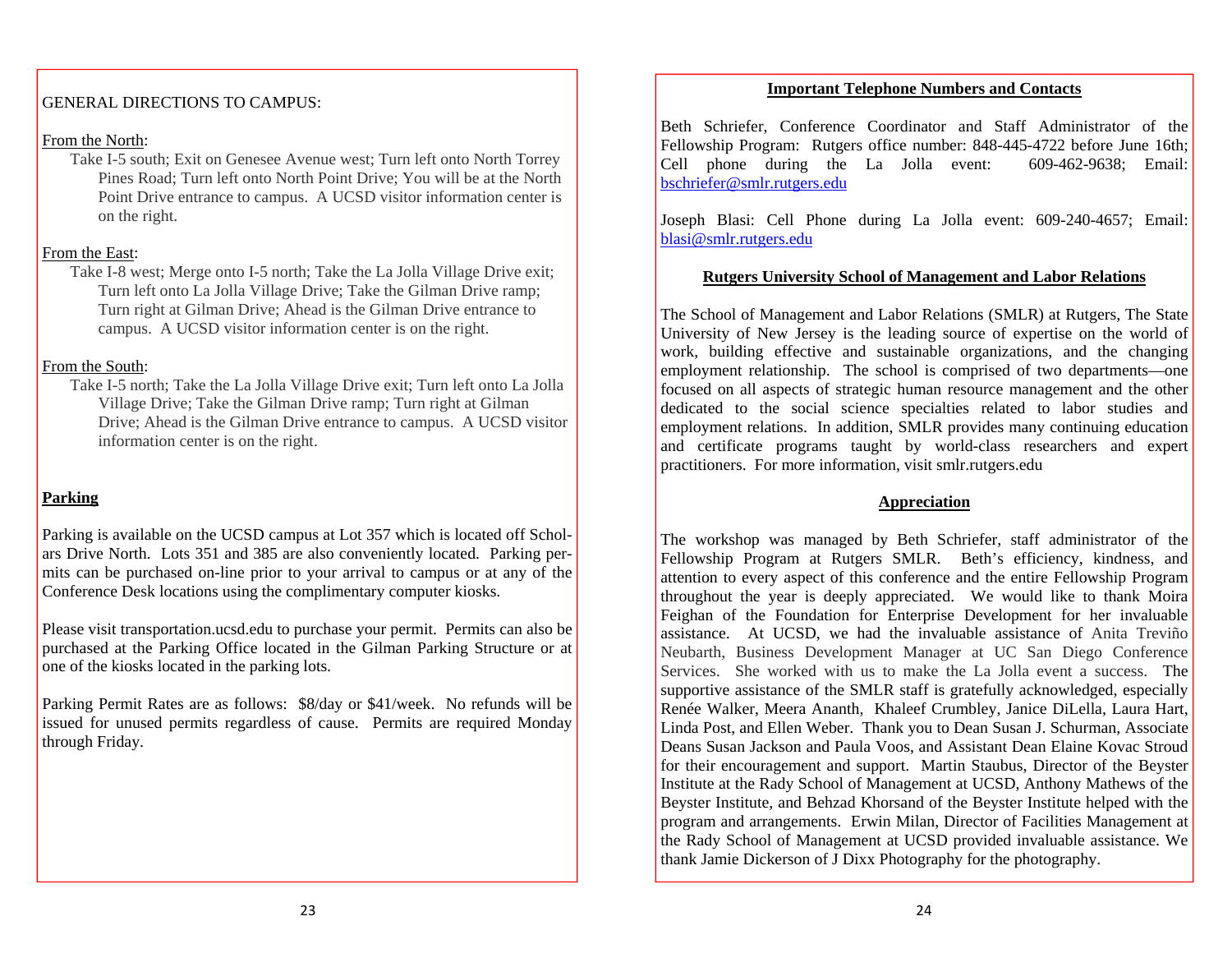GENERAL DIRECTIONS TO CAMPUS:

From the North:

Take I-5 south; Exit on Genesee Avenue west; Turn left onto North Torrey Pines Road; Turn left onto North Point Drive; You will be at the North Point Drive entrance to campus. A UCSD visitor information center is on the right.

From the East:

Take I-8 west; Merge onto I-5 north; Take the La Jolla Village Drive exit; Turn left onto La Jolla Village Drive; Take the Gilman Drive ramp; Turn right at Gilman Drive; Ahead is the Gilman Drive entrance to campus. A UCSD visitor information center is on the right.

From the South:

Take I-5 north; Take the La Jolla Village Drive exit; Turn left onto La Jolla Village Drive; Take the Gilman Drive ramp; Turn right at Gilman Drive; Ahead is the Gilman Drive entrance to campus. A UCSD visitor information center is on the right.

## Parking

Parking is available on the UCSD campus at Lot 357 which is located off Scholars Drive North. Lots 351 and 385 are also conveniently located. Parking permits can be purchased on-line prior to your arrival to campus or at any of the Conference Desk locations using the complimentary computer kiosks.

Please visit transportation.ucsd.edu to purchase your permit. Permits can also be purchased at the Parking Office located in the Gilman Parking Structure or at one of the kiosks located in the parking lots.

Parking Permit Rates are as follows: $8/day or $41/week. No refunds will be issued for unused permits regardless of cause. Permits are required Monday through Friday.

## Important Telephone Numbers and Contacts

Beth Schriefer, Conference Coordinator and Staff Administrator of the Fellowship Program: Rutgers office number: 848-445-4722 before June 16th; Cell phone during the La Jolla event: 609-462-9638; Email: bschriefer@smlr.rutgers.edu

Joseph Blasi: Cell Phone during La Jolla event: 609-240-4657; Email: blasi@smlr.rutgers.edu

## Rutgers University School of Management and Labor Relations

The School of Management and Labor Relations (SMLR) at Rutgers, The State University of New Jersey is the leading source of expertise on the world of work, building effective and sustainable organizations, and the changing employment relationship. The school is comprised of two departments—one focused on all aspects of strategic human resource management and the other dedicated to the social science specialties related to labor studies and employment relations. In addition, SMLR provides many continuing education and certificate programs taught by world-class researchers and expert practitioners. For more information, visit smlr.rutgers.edu

## Appreciation

The workshop was managed by Beth Schriefer, staff administrator of the Fellowship Program at Rutgers SMLR. Beth's efficiency, kindness, and attention to every aspect of this conference and the entire Fellowship Program throughout the year is deeply appreciated. We would like to thank Moira Feighan of the Foundation for Enterprise Development for her invaluable assistance. At UCSD, we had the invaluable assistance of Anita Treviño Neubarth, Business Development Manager at UC San Diego Conference Services. She worked with us to make the La Jolla event a success. The supportive assistance of the SMLR staff is gratefully acknowledged, especially Renée Walker, Meera Ananth, Khaleef Crumbley, Janice DiLella, Laura Hart, Linda Post, and Ellen Weber. Thank you to Dean Susan J. Schurman, Associate Deans Susan Jackson and Paula Voos, and Assistant Dean Elaine Kovac Stroud for their encouragement and support. Martin Staubus, Director of the Beyster Institute at the Rady School of Management at UCSD, Anthony Mathews of the Beyster Institute, and Behzad Khorsand of the Beyster Institute helped with the program and arrangements. Erwin Milan, Director of Facilities Management at the Rady School of Management at UCSD provided invaluable assistance. We thank Jamie Dickerson of J Dixx Photography for the photography.